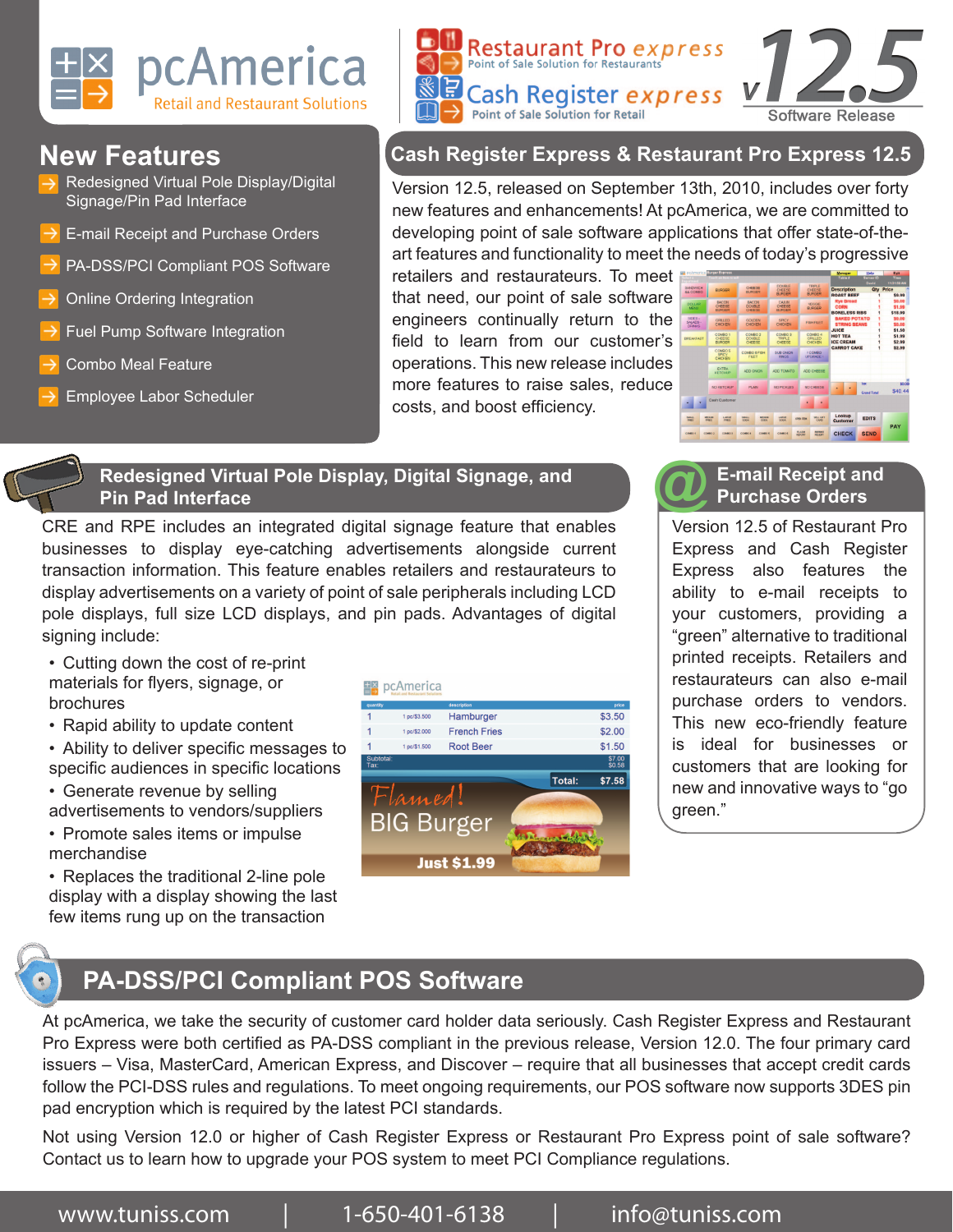pcAmerica
Retail and Restaurant Solutions

Restaurant Pro express — Point of Sale Solution for Restaurants

Cash Register express — Point of Sale Solution for Retail

v12.5 Software Release

## New Features

- Redesigned Virtual Pole Display/Digital Signage/Pin Pad Interface
- E-mail Receipt and Purchase Orders
- PA-DSS/PCI Compliant POS Software
- Online Ordering Integration
- Fuel Pump Software Integration
- Combo Meal Feature
- Employee Labor Scheduler

## Cash Register Express & Restaurant Pro Express 12.5

Version 12.5, released on September 13th, 2010, includes over forty new features and enhancements! At pcAmerica, we are committed to developing point of sale software applications that offer state-of-the-art features and functionality to meet the needs of today's progressive retailers and restaurateurs. To meet that need, our point of sale software engineers continually return to the field to learn from our customer's operations. This new release includes more features to raise sales, reduce costs, and boost efficiency.

## Redesigned Virtual Pole Display, Digital Signage, and Pin Pad Interface

CRE and RPE includes an integrated digital signage feature that enables businesses to display eye-catching advertisements alongside current transaction information. This feature enables retailers and restaurateurs to display advertisements on a variety of point of sale peripherals including LCD pole displays, full size LCD displays, and pin pads. Advantages of digital signing include:

- Cutting down the cost of re-print materials for flyers, signage, or brochures
- Rapid ability to update content
- Ability to deliver specific messages to specific audiences in specific locations
- Generate revenue by selling advertisements to vendors/suppliers
- Promote sales items or impulse merchandise
- Replaces the traditional 2-line pole display with a display showing the last few items rung up on the transaction

## E-mail Receipt and Purchase Orders

Version 12.5 of Restaurant Pro Express and Cash Register Express also features the ability to e-mail receipts to your customers, providing a "green" alternative to traditional printed receipts. Retailers and restaurateurs can also e-mail purchase orders to vendors. This new eco-friendly feature is ideal for businesses or customers that are looking for new and innovative ways to "go green."

## PA-DSS/PCI Compliant POS Software

At pcAmerica, we take the security of customer card holder data seriously. Cash Register Express and Restaurant Pro Express were both certified as PA-DSS compliant in the previous release, Version 12.0. The four primary card issuers – Visa, MasterCard, American Express, and Discover – require that all businesses that accept credit cards follow the PCI-DSS rules and regulations. To meet ongoing requirements, our POS software now supports 3DES pin pad encryption which is required by the latest PCI standards.

Not using Version 12.0 or higher of Cash Register Express or Restaurant Pro Express point of sale software? Contact us to learn how to upgrade your POS system to meet PCI Compliance regulations.

www.tuniss.com | 1-650-401-6138 | info@tuniss.com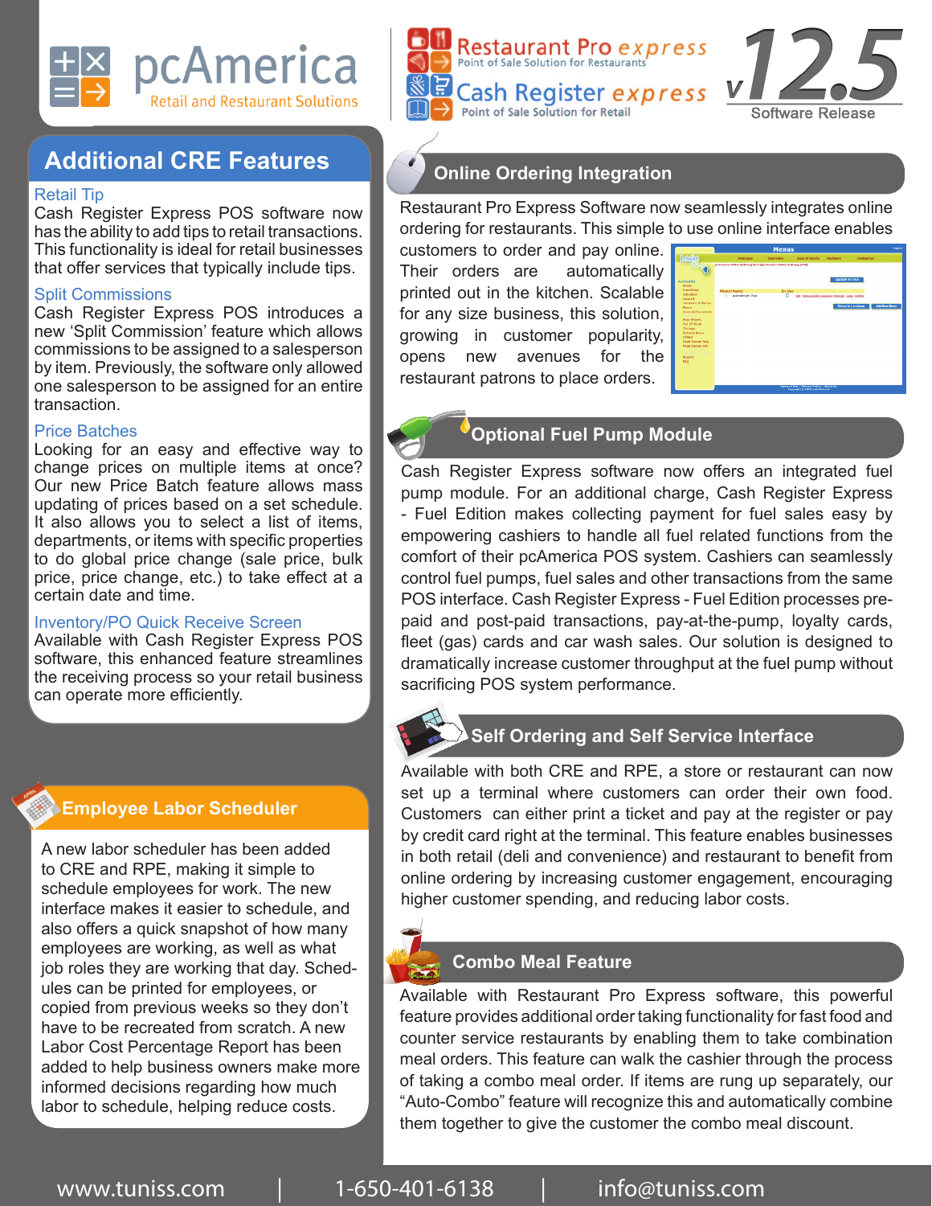pcAmerica
Retail and Restaurant Solutions

Restaurant Pro express
Point of Sale Solution for Restaurants

Cash Register express
Point of Sale Solution for Retail

v12.5
Software Release

## Additional CRE Features

### Retail Tip

Cash Register Express POS software now has the ability to add tips to retail transactions. This functionality is ideal for retail businesses that offer services that typically include tips.

### Split Commissions

Cash Register Express POS introduces a new ‘Split Commission’ feature which allows commissions to be assigned to a salesperson by item. Previously, the software only allowed one salesperson to be assigned for an entire transaction.

### Price Batches

Looking for an easy and effective way to change prices on multiple items at once? Our new Price Batch feature allows mass updating of prices based on a set schedule. It also allows you to select a list of items, departments, or items with specific properties to do global price change (sale price, bulk price, price change, etc.) to take effect at a certain date and time.

### Inventory/PO Quick Receive Screen

Available with Cash Register Express POS software, this enhanced feature streamlines the receiving process so your retail business can operate more efficiently.

## Employee Labor Scheduler

A new labor scheduler has been added to CRE and RPE, making it simple to schedule employees for work. The new interface makes it easier to schedule, and also offers a quick snapshot of how many employees are working, as well as what job roles they are working that day. Schedules can be printed for employees, or copied from previous weeks so they don’t have to be recreated from scratch. A new Labor Cost Percentage Report has been added to help business owners make more informed decisions regarding how much labor to schedule, helping reduce costs.

## Online Ordering Integration

Restaurant Pro Express Software now seamlessly integrates online ordering for restaurants. This simple to use online interface enables customers to order and pay online. Their orders are automatically printed out in the kitchen. Scalable for any size business, this solution, growing in customer popularity, opens new avenues for the restaurant patrons to place orders.

## Optional Fuel Pump Module

Cash Register Express software now offers an integrated fuel pump module. For an additional charge, Cash Register Express - Fuel Edition makes collecting payment for fuel sales easy by empowering cashiers to handle all fuel related functions from the comfort of their pcAmerica POS system. Cashiers can seamlessly control fuel pumps, fuel sales and other transactions from the same POS interface. Cash Register Express - Fuel Edition processes pre-paid and post-paid transactions, pay-at-the-pump, loyalty cards, fleet (gas) cards and car wash sales. Our solution is designed to dramatically increase customer throughput at the fuel pump without sacrificing POS system performance.

## Self Ordering and Self Service Interface

Available with both CRE and RPE, a store or restaurant can now set up a terminal where customers can order their own food. Customers can either print a ticket and pay at the register or pay by credit card right at the terminal. This feature enables businesses in both retail (deli and convenience) and restaurant to benefit from online ordering by increasing customer engagement, encouraging higher customer spending, and reducing labor costs.

## Combo Meal Feature

Available with Restaurant Pro Express software, this powerful feature provides additional order taking functionality for fast food and counter service restaurants by enabling them to take combination meal orders. This feature can walk the cashier through the process of taking a combo meal order. If items are rung up separately, our “Auto-Combo” feature will recognize this and automatically combine them together to give the customer the combo meal discount.

www.tuniss.com | 1-650-401-6138 | info@tuniss.com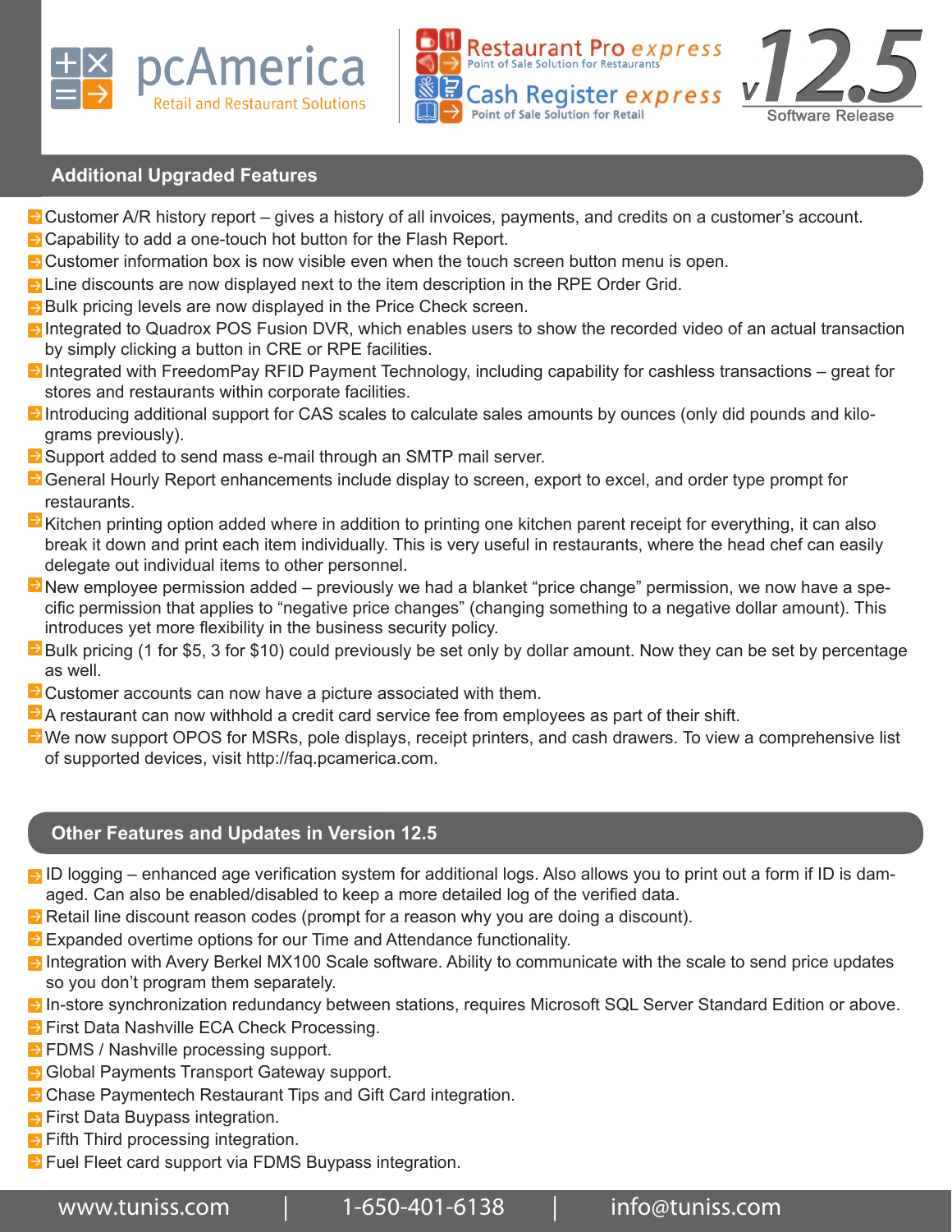## Additional Upgraded Features

- Customer A/R history report – gives a history of all invoices, payments, and credits on a customer's account.
- Capability to add a one-touch hot button for the Flash Report.
- Customer information box is now visible even when the touch screen button menu is open.
- Line discounts are now displayed next to the item description in the RPE Order Grid.
- Bulk pricing levels are now displayed in the Price Check screen.
- Integrated to Quadrox POS Fusion DVR, which enables users to show the recorded video of an actual transaction by simply clicking a button in CRE or RPE facilities.
- Integrated with FreedomPay RFID Payment Technology, including capability for cashless transactions – great for stores and restaurants within corporate facilities.
- Introducing additional support for CAS scales to calculate sales amounts by ounces (only did pounds and kilograms previously).
- Support added to send mass e-mail through an SMTP mail server.
- General Hourly Report enhancements include display to screen, export to excel, and order type prompt for restaurants.
- Kitchen printing option added where in addition to printing one kitchen parent receipt for everything, it can also break it down and print each item individually. This is very useful in restaurants, where the head chef can easily delegate out individual items to other personnel.
- New employee permission added – previously we had a blanket "price change" permission, we now have a specific permission that applies to "negative price changes" (changing something to a negative dollar amount). This introduces yet more flexibility in the business security policy.
- Bulk pricing (1 for $5, 3 for $10) could previously be set only by dollar amount. Now they can be set by percentage as well.
- Customer accounts can now have a picture associated with them.
- A restaurant can now withhold a credit card service fee from employees as part of their shift.
- We now support OPOS for MSRs, pole displays, receipt printers, and cash drawers. To view a comprehensive list of supported devices, visit http://faq.pcamerica.com.

## Other Features and Updates in Version 12.5

- ID logging – enhanced age verification system for additional logs. Also allows you to print out a form if ID is damaged. Can also be enabled/disabled to keep a more detailed log of the verified data.
- Retail line discount reason codes (prompt for a reason why you are doing a discount).
- Expanded overtime options for our Time and Attendance functionality.
- Integration with Avery Berkel MX100 Scale software. Ability to communicate with the scale to send price updates so you don't program them separately.
- In-store synchronization redundancy between stations, requires Microsoft SQL Server Standard Edition or above.
- First Data Nashville ECA Check Processing.
- FDMS / Nashville processing support.
- Global Payments Transport Gateway support.
- Chase Paymentech Restaurant Tips and Gift Card integration.
- First Data Buypass integration.
- Fifth Third processing integration.
- Fuel Fleet card support via FDMS Buypass integration.

www.tuniss.com | 1-650-401-6138 | info@tuniss.com